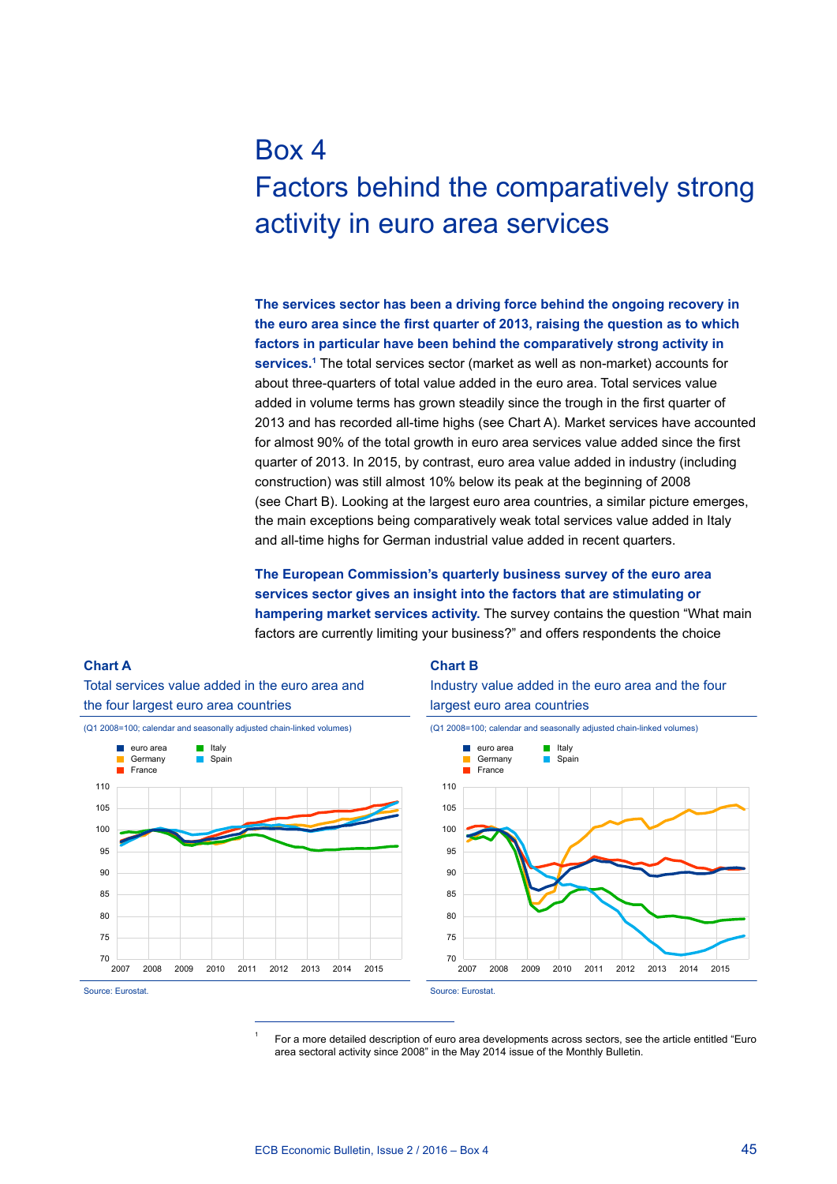# Box 4
# Factors behind the comparatively strong activity in euro area services

**The services sector has been a driving force behind the ongoing recovery in the euro area since the first quarter of 2013, raising the question as to which factors in particular have been behind the comparatively strong activity in services.**[1] The total services sector (market as well as non-market) accounts for about three-quarters of total value added in the euro area. Total services value added in volume terms has grown steadily since the trough in the first quarter of 2013 and has recorded all-time highs (see Chart A). Market services have accounted for almost 90% of the total growth in euro area services value added since the first quarter of 2013. In 2015, by contrast, euro area value added in industry (including construction) was still almost 10% below its peak at the beginning of 2008 (see Chart B). Looking at the largest euro area countries, a similar picture emerges, the main exceptions being comparatively weak total services value added in Italy and all-time highs for German industrial value added in recent quarters.

**The European Commission's quarterly business survey of the euro area services sector gives an insight into the factors that are stimulating or hampering market services activity.** The survey contains the question "What main factors are currently limiting your business?" and offers respondents the choice

**Chart A**

Total services value added in the euro area and the four largest euro area countries

(Q1 2008=100; calendar and seasonally adjusted chain-linked volumes)

Source: Eurostat.

**Chart B**

Industry value added in the euro area and the four largest euro area countries

(Q1 2008=100; calendar and seasonally adjusted chain-linked volumes)

Source: Eurostat.

---

[1] For a more detailed description of euro area developments across sectors, see the article entitled "Euro area sectoral activity since 2008" in the May 2014 issue of the Monthly Bulletin.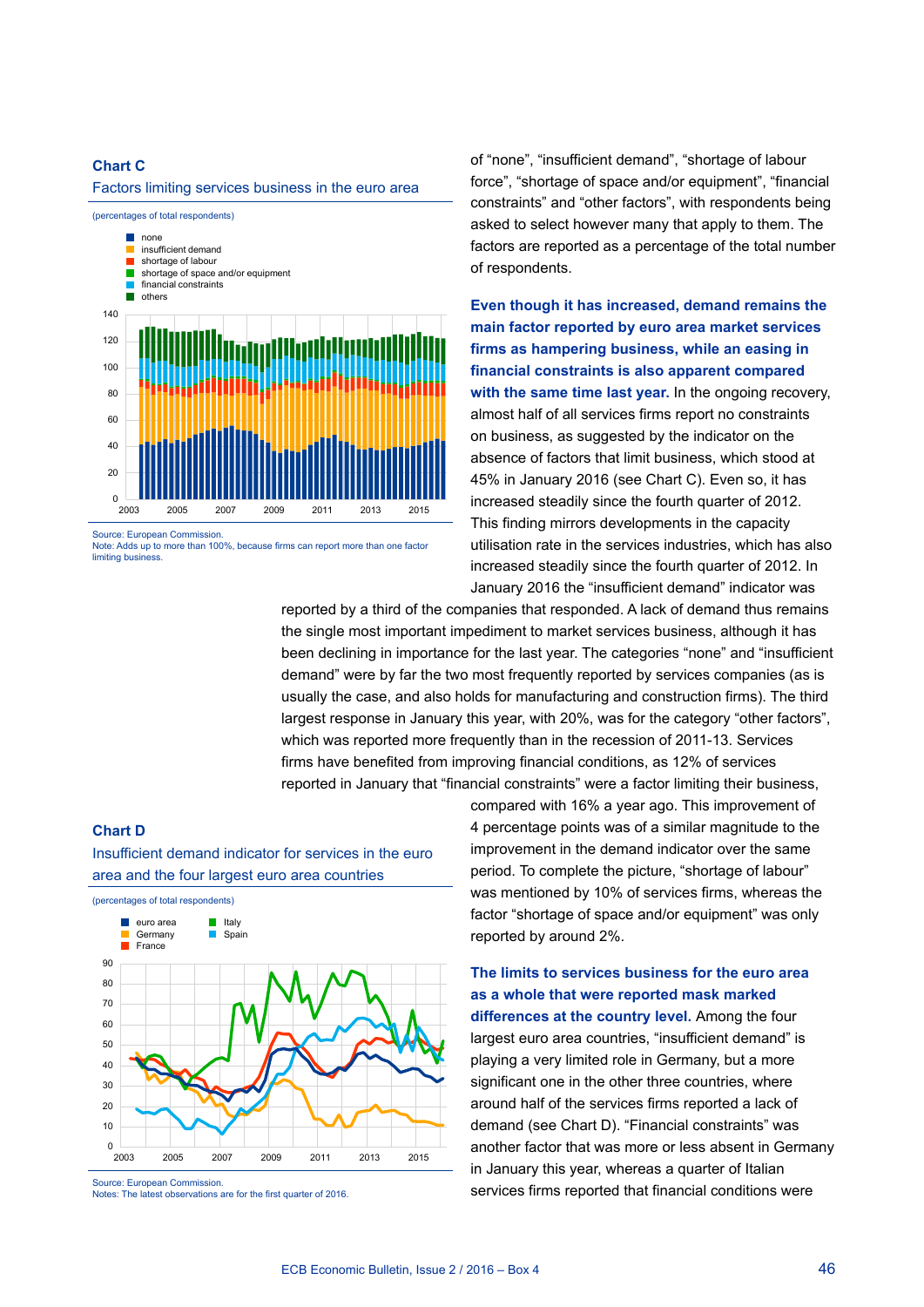**Chart C**

Factors limiting services business in the euro area

(percentages of total respondents)

- none
- insufficient demand
- shortage of labour
- shortage of space and/or equipment
- financial constraints
- others

Source: European Commission.
Note: Adds up to more than 100%, because firms can report more than one factor limiting business.

of “none”, “insufficient demand”, “shortage of labour force”, “shortage of space and/or equipment”, “financial constraints” and “other factors”, with respondents being asked to select however many that apply to them. The factors are reported as a percentage of the total number of respondents.

**Even though it has increased, demand remains the main factor reported by euro area market services firms as hampering business, while an easing in financial constraints is also apparent compared with the same time last year.** In the ongoing recovery, almost half of all services firms report no constraints on business, as suggested by the indicator on the absence of factors that limit business, which stood at 45% in January 2016 (see Chart C). Even so, it has increased steadily since the fourth quarter of 2012. This finding mirrors developments in the capacity utilisation rate in the services industries, which has also increased steadily since the fourth quarter of 2012. In January 2016 the “insufficient demand” indicator was reported by a third of the companies that responded. A lack of demand thus remains the single most important impediment to market services business, although it has been declining in importance for the last year. The categories “none” and “insufficient demand” were by far the two most frequently reported by services companies (as is usually the case, and also holds for manufacturing and construction firms). The third largest response in January this year, with 20%, was for the category “other factors”, which was reported more frequently than in the recession of 2011-13. Services firms have benefited from improving financial conditions, as 12% of services reported in January that “financial constraints” were a factor limiting their business, compared with 16% a year ago. This improvement of 4 percentage points was of a similar magnitude to the improvement in the demand indicator over the same period. To complete the picture, “shortage of labour” was mentioned by 10% of services firms, whereas the factor “shortage of space and/or equipment” was only reported by around 2%.

**Chart D**

Insufficient demand indicator for services in the euro area and the four largest euro area countries

(percentages of total respondents)

- euro area
- Germany
- France
- Italy
- Spain

Source: European Commission.
Notes: The latest observations are for the first quarter of 2016.

**The limits to services business for the euro area as a whole that were reported mask marked differences at the country level.** Among the four largest euro area countries, “insufficient demand” is playing a very limited role in Germany, but a more significant one in the other three countries, where around half of the services firms reported a lack of demand (see Chart D). “Financial constraints” was another factor that was more or less absent in Germany in January this year, whereas a quarter of Italian services firms reported that financial conditions were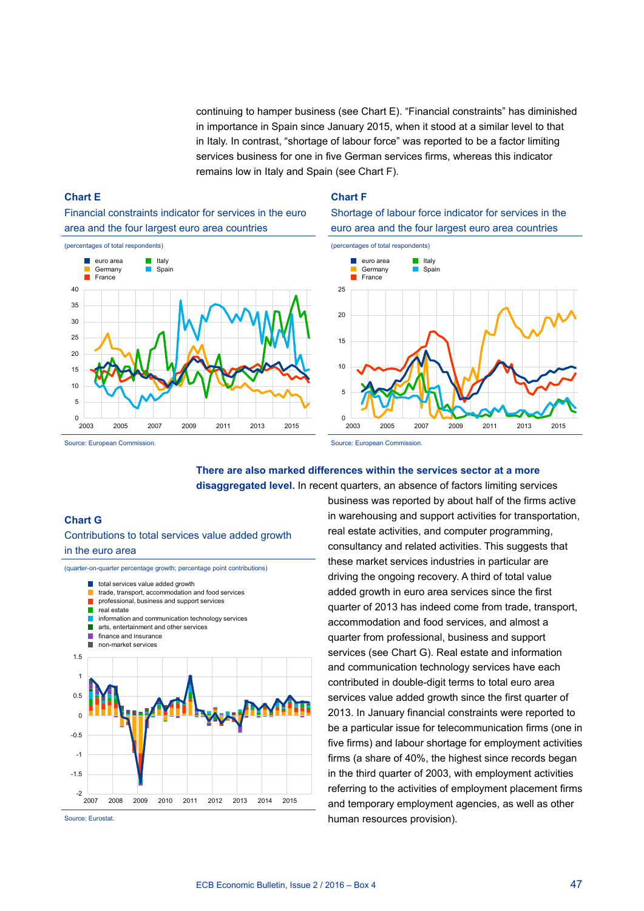continuing to hamper business (see Chart E). “Financial constraints” has diminished in importance in Spain since January 2015, when it stood at a similar level to that in Italy. In contrast, “shortage of labour force” was reported to be a factor limiting services business for one in five German services firms, whereas this indicator remains low in Italy and Spain (see Chart F).

### Chart E

Financial constraints indicator for services in the euro area and the four largest euro area countries

(percentages of total respondents)

Source: European Commission.

### Chart F

Shortage of labour force indicator for services in the euro area and the four largest euro area countries

(percentages of total respondents)

Source: European Commission.

**There are also marked differences within the services sector at a more disaggregated level.** In recent quarters, an absence of factors limiting services business was reported by about half of the firms active in warehousing and support activities for transportation, real estate activities, and computer programming, consultancy and related activities. This suggests that these market services industries in particular are driving the ongoing recovery. A third of total value added growth in euro area services since the first quarter of 2013 has indeed come from trade, transport, accommodation and food services, and almost a quarter from professional, business and support services (see Chart G). Real estate and information and communication technology services have each contributed in double-digit terms to total euro area services value added growth since the first quarter of 2013. In January financial constraints were reported to be a particular issue for telecommunication firms (one in five firms) and labour shortage for employment activities firms (a share of 40%, the highest since records began in the third quarter of 2003, with employment activities referring to the activities of employment placement firms and temporary employment agencies, as well as other human resources provision).

### Chart G

Contributions to total services value added growth in the euro area

(quarter-on-quarter percentage growth; percentage point contributions)

Source: Eurostat.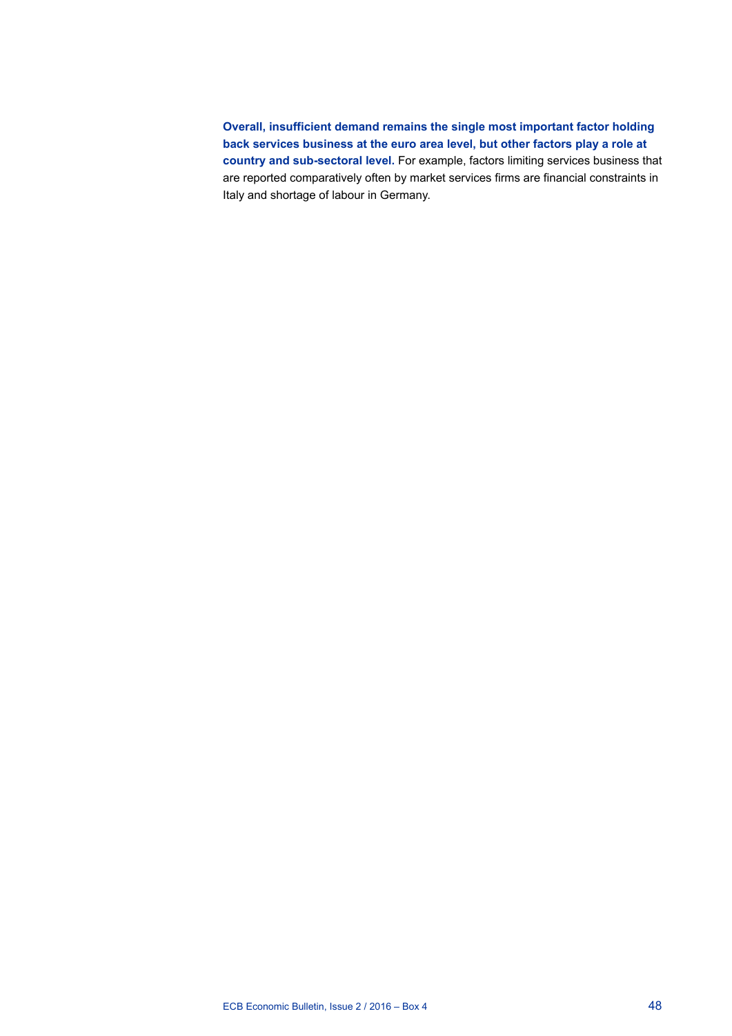**Overall, insufficient demand remains the single most important factor holding back services business at the euro area level, but other factors play a role at country and sub-sectoral level.** For example, factors limiting services business that are reported comparatively often by market services firms are financial constraints in Italy and shortage of labour in Germany.